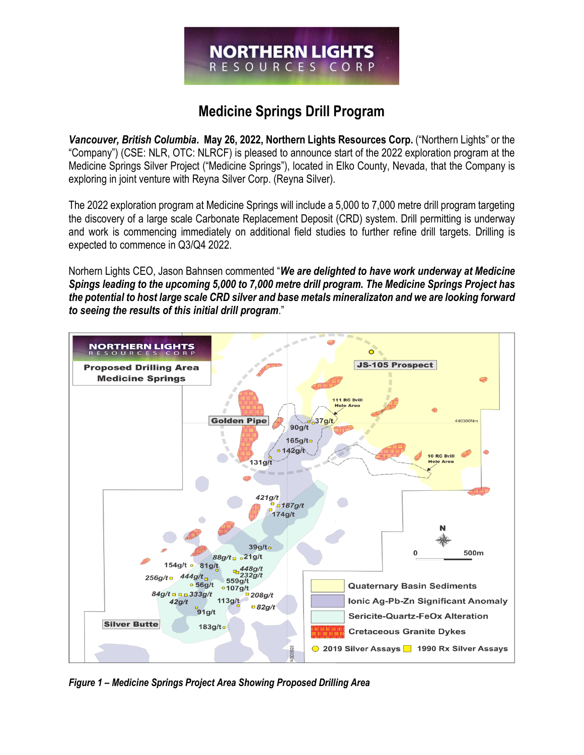NORTHERN LIGHTS
RESOURCES CORP

# Medicine Springs Drill Program

***Vancouver, British Columbia*. May 26, 2022, Northern Lights Resources Corp.** ("Northern Lights" or the "Company") (CSE: NLR, OTC: NLRCF) is pleased to announce start of the 2022 exploration program at the Medicine Springs Silver Project ("Medicine Springs"), located in Elko County, Nevada, that the Company is exploring in joint venture with Reyna Silver Corp. (Reyna Silver).

The 2022 exploration program at Medicine Springs will include a 5,000 to 7,000 metre drill program targeting the discovery of a large scale Carbonate Replacement Deposit (CRD) system. Drill permitting is underway and work is commencing immediately on additional field studies to further refine drill targets. Drilling is expected to commence in Q3/Q4 2022.

Norhern Lights CEO, Jason Bahnsen commented "***We are delighted to have work underway at Medicine Spings leading to the upcoming 5,000 to 7,000 metre drill program. The Medicine Springs Project has the potential to host large scale CRD silver and base metals mineralizaton and we are looking forward to seeing the results of this initial drill program***."

NORTHERN LIGHTS RESOURCES CORP
Proposed Drilling Area
Medicine Springs

JS-105 Prospect
111 RC Drill Hole Area
Golden Pipe
37g/t
90g/t
165g/t
142g/t
131g/t
446300Nm
10 RC Drill Hole Area
421g/t
187g/t
174g/t
N
0
500m
39g/t
88g/t
21g/t
154g/t
81g/t
448g/t
232g/t
256g/t
444g/t
559g/t
56g/t
107g/t
84g/t
333g/t
208g/t
42g/t
113g/t
82g/t
91g/t
Silver Butte
183g/t
656600Em

Quaternary Basin Sediments
Ionic Ag-Pb-Zn Significant Anomaly
Sericite-Quartz-FeOx Alteration
Cretaceous Granite Dykes
2019 Silver Assays
1990 Rx Silver Assays

*Figure 1 – Medicine Springs Project Area Showing Proposed Drilling Area*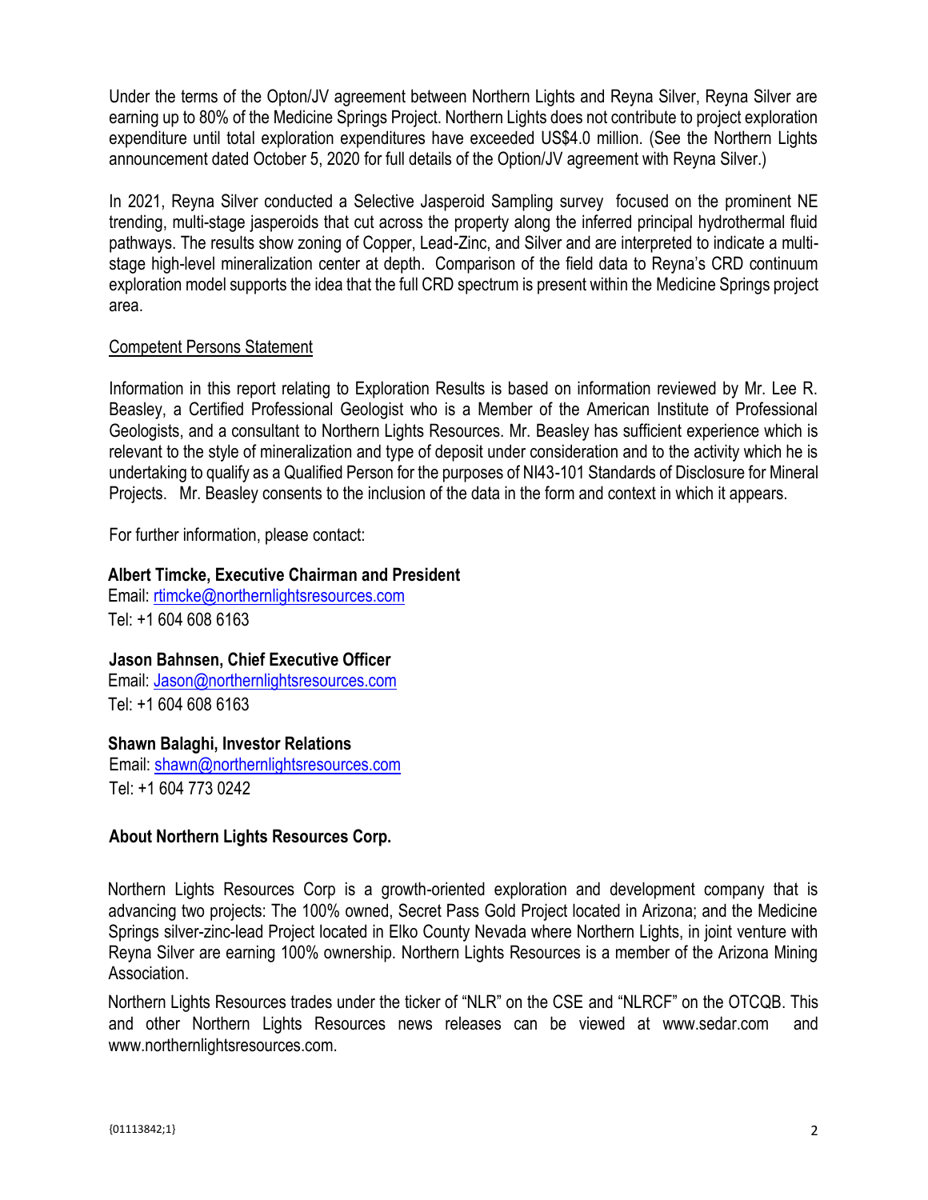Under the terms of the Opton/JV agreement between Northern Lights and Reyna Silver, Reyna Silver are earning up to 80% of the Medicine Springs Project. Northern Lights does not contribute to project exploration expenditure until total exploration expenditures have exceeded US$4.0 million. (See the Northern Lights announcement dated October 5, 2020 for full details of the Option/JV agreement with Reyna Silver.)

In 2021, Reyna Silver conducted a Selective Jasperoid Sampling survey focused on the prominent NE trending, multi-stage jasperoids that cut across the property along the inferred principal hydrothermal fluid pathways. The results show zoning of Copper, Lead-Zinc, and Silver and are interpreted to indicate a multi-stage high-level mineralization center at depth. Comparison of the field data to Reyna's CRD continuum exploration model supports the idea that the full CRD spectrum is present within the Medicine Springs project area.

Competent Persons Statement

Information in this report relating to Exploration Results is based on information reviewed by Mr. Lee R. Beasley, a Certified Professional Geologist who is a Member of the American Institute of Professional Geologists, and a consultant to Northern Lights Resources. Mr. Beasley has sufficient experience which is relevant to the style of mineralization and type of deposit under consideration and to the activity which he is undertaking to qualify as a Qualified Person for the purposes of NI43-101 Standards of Disclosure for Mineral Projects. Mr. Beasley consents to the inclusion of the data in the form and context in which it appears.

For further information, please contact:

**Albert Timcke, Executive Chairman and President**
Email: rtimcke@northernlightsresources.com
Tel: +1 604 608 6163

**Jason Bahnsen, Chief Executive Officer**
Email: Jason@northernlightsresources.com
Tel: +1 604 608 6163

**Shawn Balaghi, Investor Relations**
Email: shawn@northernlightsresources.com
Tel: +1 604 773 0242

**About Northern Lights Resources Corp.**

Northern Lights Resources Corp is a growth-oriented exploration and development company that is advancing two projects: The 100% owned, Secret Pass Gold Project located in Arizona; and the Medicine Springs silver-zinc-lead Project located in Elko County Nevada where Northern Lights, in joint venture with Reyna Silver are earning 100% ownership. Northern Lights Resources is a member of the Arizona Mining Association.

Northern Lights Resources trades under the ticker of "NLR" on the CSE and "NLRCF" on the OTCQB. This and other Northern Lights Resources news releases can be viewed at www.sedar.com and www.northernlightsresources.com.

{01113842;1}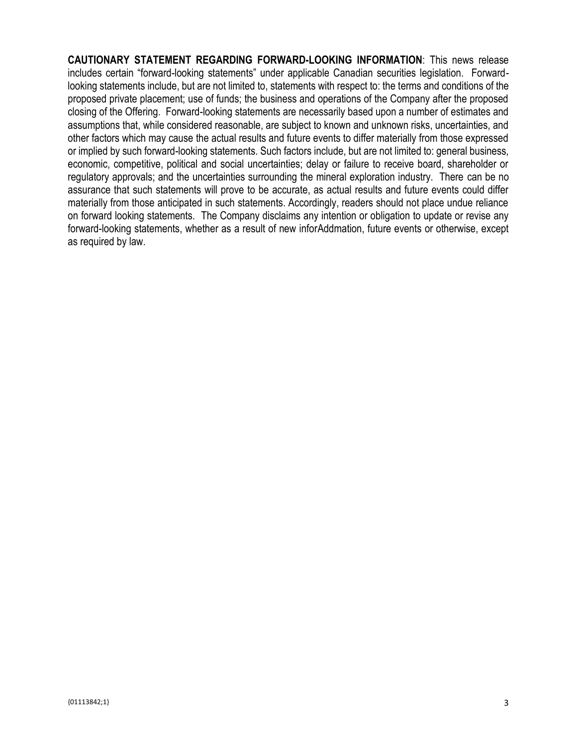**CAUTIONARY STATEMENT REGARDING FORWARD-LOOKING INFORMATION**: This news release includes certain "forward-looking statements" under applicable Canadian securities legislation. Forward-looking statements include, but are not limited to, statements with respect to: the terms and conditions of the proposed private placement; use of funds; the business and operations of the Company after the proposed closing of the Offering. Forward-looking statements are necessarily based upon a number of estimates and assumptions that, while considered reasonable, are subject to known and unknown risks, uncertainties, and other factors which may cause the actual results and future events to differ materially from those expressed or implied by such forward-looking statements. Such factors include, but are not limited to: general business, economic, competitive, political and social uncertainties; delay or failure to receive board, shareholder or regulatory approvals; and the uncertainties surrounding the mineral exploration industry. There can be no assurance that such statements will prove to be accurate, as actual results and future events could differ materially from those anticipated in such statements. Accordingly, readers should not place undue reliance on forward looking statements. The Company disclaims any intention or obligation to update or revise any forward-looking statements, whether as a result of new inforAddmation, future events or otherwise, except as required by law.

{01113842;1}